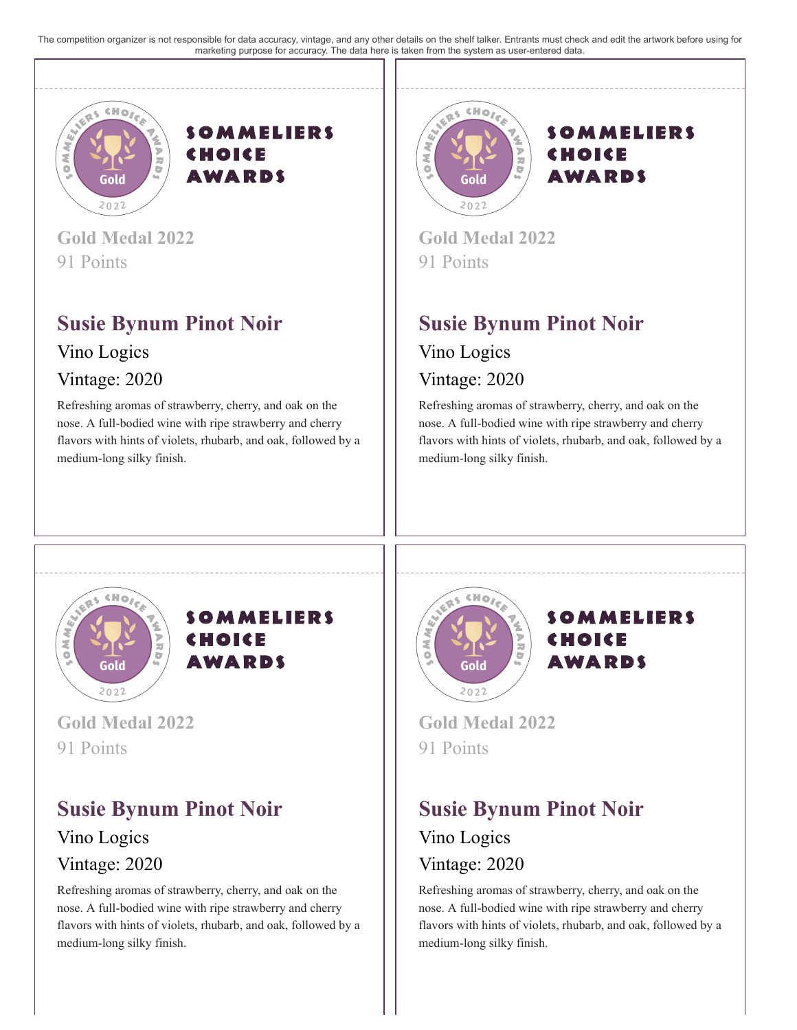The competition organizer is not responsible for data accuracy, vintage, and any other details on the shelf talker. Entrants must check and edit the artwork before using for marketing purpose for accuracy. The data here is taken from the system as user-entered data.

SOMMELIERS CHOICE AWARDS

Gold Medal 2022

91 Points

## Susie Bynum Pinot Noir

Vino Logics

Vintage: 2020

Refreshing aromas of strawberry, cherry, and oak on the nose. A full-bodied wine with ripe strawberry and cherry flavors with hints of violets, rhubarb, and oak, followed by a medium-long silky finish.

SOMMELIERS CHOICE AWARDS

Gold Medal 2022

91 Points

## Susie Bynum Pinot Noir

Vino Logics

Vintage: 2020

Refreshing aromas of strawberry, cherry, and oak on the nose. A full-bodied wine with ripe strawberry and cherry flavors with hints of violets, rhubarb, and oak, followed by a medium-long silky finish.

SOMMELIERS CHOICE AWARDS

Gold Medal 2022

91 Points

## Susie Bynum Pinot Noir

Vino Logics

Vintage: 2020

Refreshing aromas of strawberry, cherry, and oak on the nose. A full-bodied wine with ripe strawberry and cherry flavors with hints of violets, rhubarb, and oak, followed by a medium-long silky finish.

SOMMELIERS CHOICE AWARDS

Gold Medal 2022

91 Points

## Susie Bynum Pinot Noir

Vino Logics

Vintage: 2020

Refreshing aromas of strawberry, cherry, and oak on the nose. A full-bodied wine with ripe strawberry and cherry flavors with hints of violets, rhubarb, and oak, followed by a medium-long silky finish.